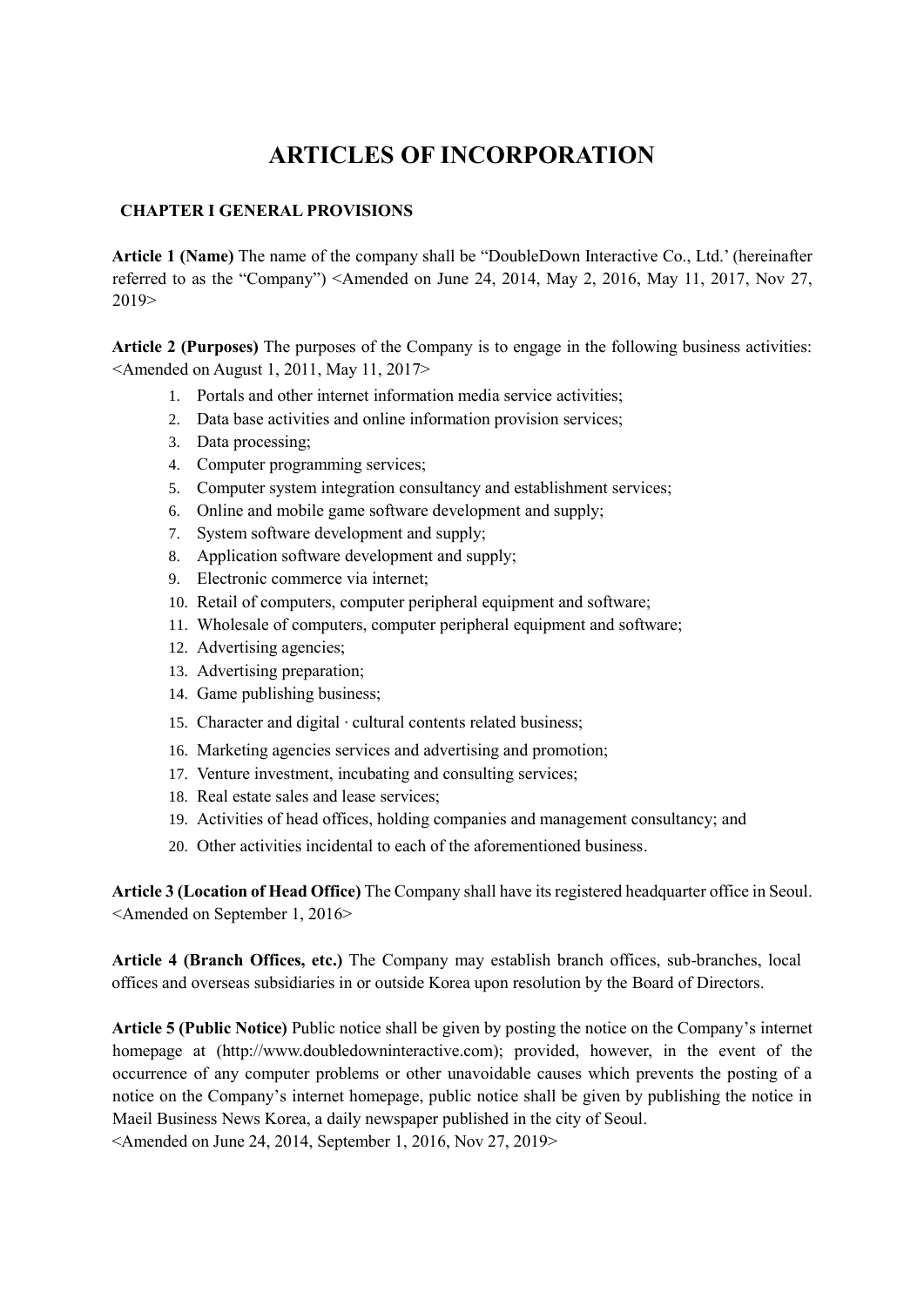# ARTICLES OF INCORPORATION

## CHAPTER I GENERAL PROVISIONS

**Article 1 (Name)** The name of the company shall be "DoubleDown Interactive Co., Ltd.' (hereinafter referred to as the "Company") <Amended on June 24, 2014, May 2, 2016, May 11, 2017, Nov 27, 2019>

**Article 2 (Purposes)** The purposes of the Company is to engage in the following business activities: <Amended on August 1, 2011, May 11, 2017>

1. Portals and other internet information media service activities;
2. Data base activities and online information provision services;
3. Data processing;
4. Computer programming services;
5. Computer system integration consultancy and establishment services;
6. Online and mobile game software development and supply;
7. System software development and supply;
8. Application software development and supply;
9. Electronic commerce via internet;
10. Retail of computers, computer peripheral equipment and software;
11. Wholesale of computers, computer peripheral equipment and software;
12. Advertising agencies;
13. Advertising preparation;
14. Game publishing business;
15. Character and digital · cultural contents related business;
16. Marketing agencies services and advertising and promotion;
17. Venture investment, incubating and consulting services;
18. Real estate sales and lease services;
19. Activities of head offices, holding companies and management consultancy; and
20. Other activities incidental to each of the aforementioned business.

**Article 3 (Location of Head Office)** The Company shall have its registered headquarter office in Seoul. <Amended on September 1, 2016>

**Article 4 (Branch Offices, etc.)** The Company may establish branch offices, sub-branches, local offices and overseas subsidiaries in or outside Korea upon resolution by the Board of Directors.

**Article 5 (Public Notice)** Public notice shall be given by posting the notice on the Company's internet homepage at (http://www.doubledowninteractive.com); provided, however, in the event of the occurrence of any computer problems or other unavoidable causes which prevents the posting of a notice on the Company's internet homepage, public notice shall be given by publishing the notice in Maeil Business News Korea, a daily newspaper published in the city of Seoul.
<Amended on June 24, 2014, September 1, 2016, Nov 27, 2019>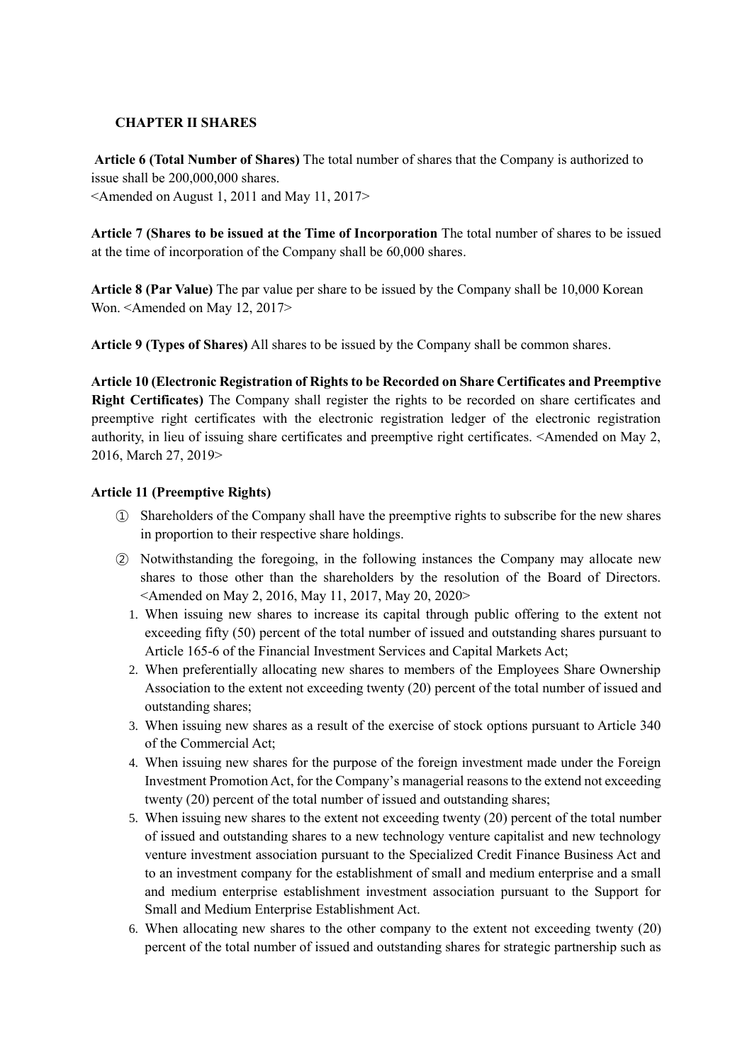## CHAPTER II SHARES

**Article 6 (Total Number of Shares)** The total number of shares that the Company is authorized to issue shall be 200,000,000 shares.
<Amended on August 1, 2011 and May 11, 2017>

**Article 7 (Shares to be issued at the Time of Incorporation** The total number of shares to be issued at the time of incorporation of the Company shall be 60,000 shares.

**Article 8 (Par Value)** The par value per share to be issued by the Company shall be 10,000 Korean Won. <Amended on May 12, 2017>

**Article 9 (Types of Shares)** All shares to be issued by the Company shall be common shares.

**Article 10 (Electronic Registration of Rights to be Recorded on Share Certificates and Preemptive Right Certificates)** The Company shall register the rights to be recorded on share certificates and preemptive right certificates with the electronic registration ledger of the electronic registration authority, in lieu of issuing share certificates and preemptive right certificates. <Amended on May 2, 2016, March 27, 2019>

**Article 11 (Preemptive Rights)**

① Shareholders of the Company shall have the preemptive rights to subscribe for the new shares in proportion to their respective share holdings.

② Notwithstanding the foregoing, in the following instances the Company may allocate new shares to those other than the shareholders by the resolution of the Board of Directors. <Amended on May 2, 2016, May 11, 2017, May 20, 2020>

1. When issuing new shares to increase its capital through public offering to the extent not exceeding fifty (50) percent of the total number of issued and outstanding shares pursuant to Article 165-6 of the Financial Investment Services and Capital Markets Act;
2. When preferentially allocating new shares to members of the Employees Share Ownership Association to the extent not exceeding twenty (20) percent of the total number of issued and outstanding shares;
3. When issuing new shares as a result of the exercise of stock options pursuant to Article 340 of the Commercial Act;
4. When issuing new shares for the purpose of the foreign investment made under the Foreign Investment Promotion Act, for the Company's managerial reasons to the extend not exceeding twenty (20) percent of the total number of issued and outstanding shares;
5. When issuing new shares to the extent not exceeding twenty (20) percent of the total number of issued and outstanding shares to a new technology venture capitalist and new technology venture investment association pursuant to the Specialized Credit Finance Business Act and to an investment company for the establishment of small and medium enterprise and a small and medium enterprise establishment investment association pursuant to the Support for Small and Medium Enterprise Establishment Act.
6. When allocating new shares to the other company to the extent not exceeding twenty (20) percent of the total number of issued and outstanding shares for strategic partnership such as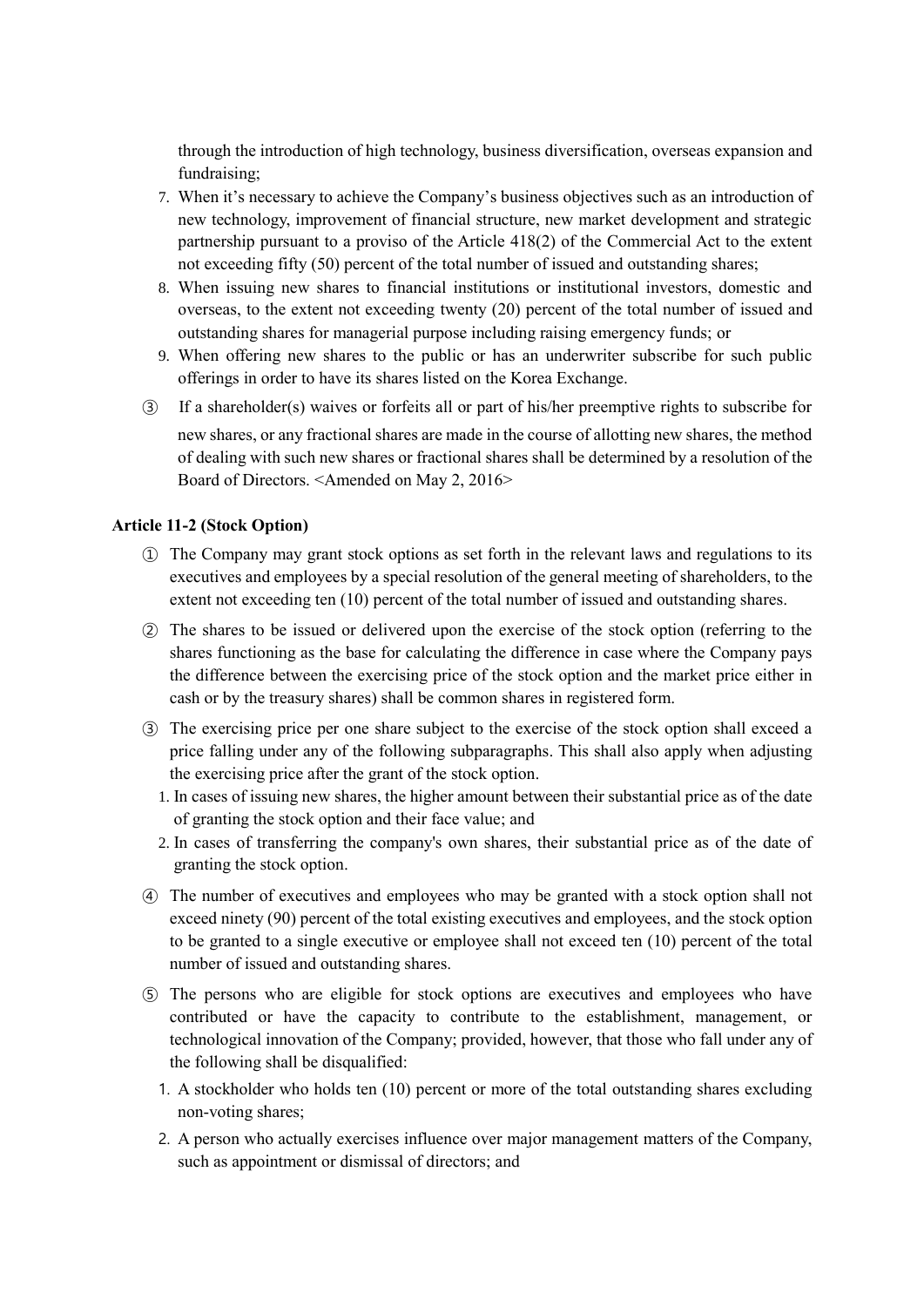through the introduction of high technology, business diversification, overseas expansion and fundraising;

7. When it's necessary to achieve the Company's business objectives such as an introduction of new technology, improvement of financial structure, new market development and strategic partnership pursuant to a proviso of the Article 418(2) of the Commercial Act to the extent not exceeding fifty (50) percent of the total number of issued and outstanding shares;
8. When issuing new shares to financial institutions or institutional investors, domestic and overseas, to the extent not exceeding twenty (20) percent of the total number of issued and outstanding shares for managerial purpose including raising emergency funds; or
9. When offering new shares to the public or has an underwriter subscribe for such public offerings in order to have its shares listed on the Korea Exchange.

③ If a shareholder(s) waives or forfeits all or part of his/her preemptive rights to subscribe for new shares, or any fractional shares are made in the course of allotting new shares, the method of dealing with such new shares or fractional shares shall be determined by a resolution of the Board of Directors. <Amended on May 2, 2016>

**Article 11-2 (Stock Option)**

① The Company may grant stock options as set forth in the relevant laws and regulations to its executives and employees by a special resolution of the general meeting of shareholders, to the extent not exceeding ten (10) percent of the total number of issued and outstanding shares.

② The shares to be issued or delivered upon the exercise of the stock option (referring to the shares functioning as the base for calculating the difference in case where the Company pays the difference between the exercising price of the stock option and the market price either in cash or by the treasury shares) shall be common shares in registered form.

③ The exercising price per one share subject to the exercise of the stock option shall exceed a price falling under any of the following subparagraphs. This shall also apply when adjusting the exercising price after the grant of the stock option.

1. In cases of issuing new shares, the higher amount between their substantial price as of the date of granting the stock option and their face value; and
2. In cases of transferring the company's own shares, their substantial price as of the date of granting the stock option.

④ The number of executives and employees who may be granted with a stock option shall not exceed ninety (90) percent of the total existing executives and employees, and the stock option to be granted to a single executive or employee shall not exceed ten (10) percent of the total number of issued and outstanding shares.

⑤ The persons who are eligible for stock options are executives and employees who have contributed or have the capacity to contribute to the establishment, management, or technological innovation of the Company; provided, however, that those who fall under any of the following shall be disqualified:

1. A stockholder who holds ten (10) percent or more of the total outstanding shares excluding non-voting shares;
2. A person who actually exercises influence over major management matters of the Company, such as appointment or dismissal of directors; and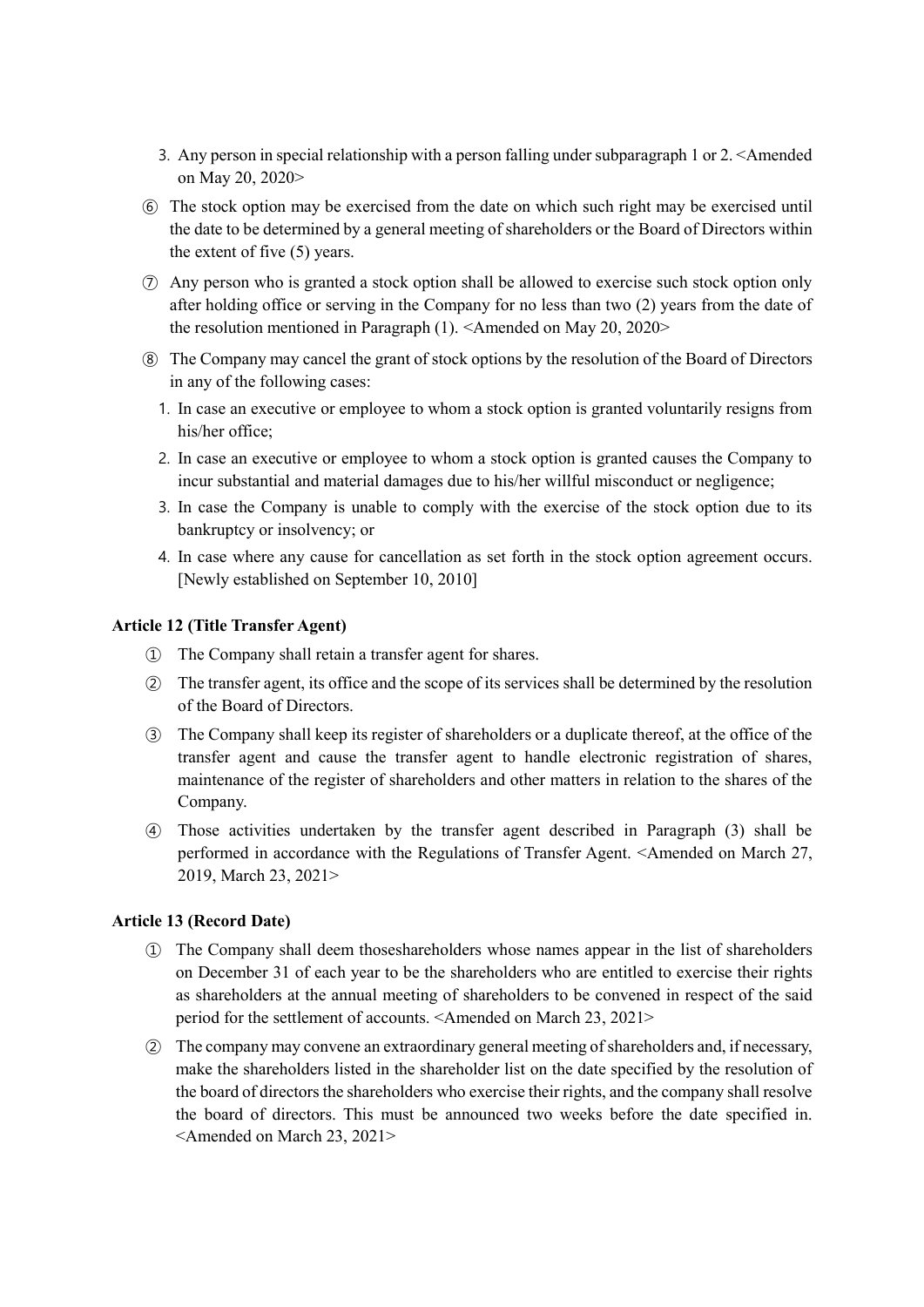3. Any person in special relationship with a person falling under subparagraph 1 or 2. <Amended on May 20, 2020>

⑥ The stock option may be exercised from the date on which such right may be exercised until the date to be determined by a general meeting of shareholders or the Board of Directors within the extent of five (5) years.

⑦ Any person who is granted a stock option shall be allowed to exercise such stock option only after holding office or serving in the Company for no less than two (2) years from the date of the resolution mentioned in Paragraph (1). <Amended on May 20, 2020>

⑧ The Company may cancel the grant of stock options by the resolution of the Board of Directors in any of the following cases:

1. In case an executive or employee to whom a stock option is granted voluntarily resigns from his/her office;
2. In case an executive or employee to whom a stock option is granted causes the Company to incur substantial and material damages due to his/her willful misconduct or negligence;
3. In case the Company is unable to comply with the exercise of the stock option due to its bankruptcy or insolvency; or
4. In case where any cause for cancellation as set forth in the stock option agreement occurs. [Newly established on September 10, 2010]

**Article 12 (Title Transfer Agent)**

① The Company shall retain a transfer agent for shares.

② The transfer agent, its office and the scope of its services shall be determined by the resolution of the Board of Directors.

③ The Company shall keep its register of shareholders or a duplicate thereof, at the office of the transfer agent and cause the transfer agent to handle electronic registration of shares, maintenance of the register of shareholders and other matters in relation to the shares of the Company.

④ Those activities undertaken by the transfer agent described in Paragraph (3) shall be performed in accordance with the Regulations of Transfer Agent. <Amended on March 27, 2019, March 23, 2021>

**Article 13 (Record Date)**

① The Company shall deem thoseshareholders whose names appear in the list of shareholders on December 31 of each year to be the shareholders who are entitled to exercise their rights as shareholders at the annual meeting of shareholders to be convened in respect of the said period for the settlement of accounts. <Amended on March 23, 2021>

② The company may convene an extraordinary general meeting of shareholders and, if necessary, make the shareholders listed in the shareholder list on the date specified by the resolution of the board of directors the shareholders who exercise their rights, and the company shall resolve the board of directors. This must be announced two weeks before the date specified in. <Amended on March 23, 2021>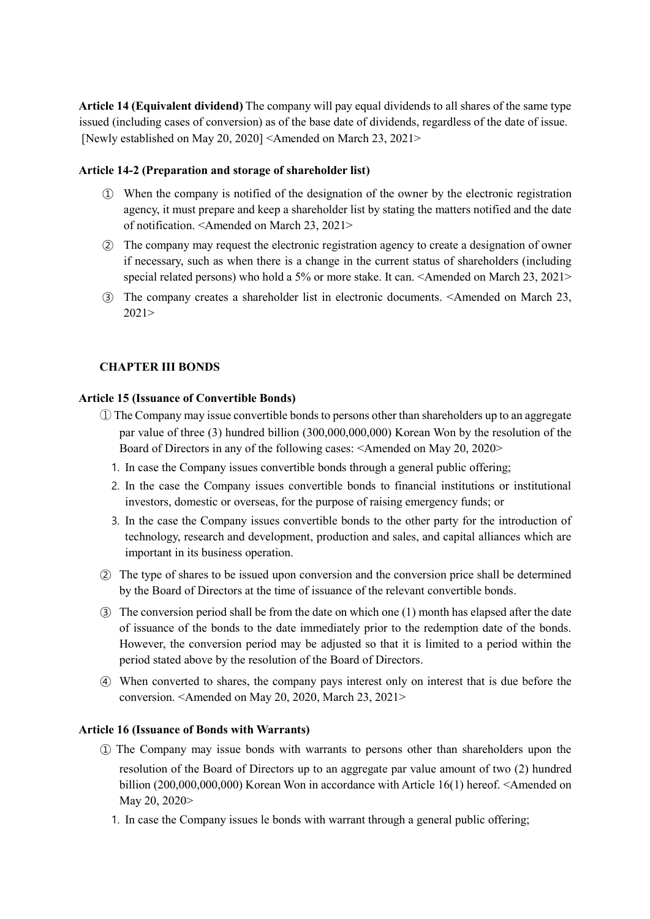**Article 14 (Equivalent dividend)** The company will pay equal dividends to all shares of the same type issued (including cases of conversion) as of the base date of dividends, regardless of the date of issue. [Newly established on May 20, 2020] <Amended on March 23, 2021>

**Article 14-2 (Preparation and storage of shareholder list)**

① When the company is notified of the designation of the owner by the electronic registration agency, it must prepare and keep a shareholder list by stating the matters notified and the date of notification. <Amended on March 23, 2021>

② The company may request the electronic registration agency to create a designation of owner if necessary, such as when there is a change in the current status of shareholders (including special related persons) who hold a 5% or more stake. It can. <Amended on March 23, 2021>

③ The company creates a shareholder list in electronic documents. <Amended on March 23, 2021>

## CHAPTER III BONDS

**Article 15 (Issuance of Convertible Bonds)**

① The Company may issue convertible bonds to persons other than shareholders up to an aggregate par value of three (3) hundred billion (300,000,000,000) Korean Won by the resolution of the Board of Directors in any of the following cases: <Amended on May 20, 2020>

1. In case the Company issues convertible bonds through a general public offering;
2. In the case the Company issues convertible bonds to financial institutions or institutional investors, domestic or overseas, for the purpose of raising emergency funds; or
3. In the case the Company issues convertible bonds to the other party for the introduction of technology, research and development, production and sales, and capital alliances which are important in its business operation.

② The type of shares to be issued upon conversion and the conversion price shall be determined by the Board of Directors at the time of issuance of the relevant convertible bonds.

③ The conversion period shall be from the date on which one (1) month has elapsed after the date of issuance of the bonds to the date immediately prior to the redemption date of the bonds. However, the conversion period may be adjusted so that it is limited to a period within the period stated above by the resolution of the Board of Directors.

④ When converted to shares, the company pays interest only on interest that is due before the conversion. <Amended on May 20, 2020, March 23, 2021>

**Article 16 (Issuance of Bonds with Warrants)**

① The Company may issue bonds with warrants to persons other than shareholders upon the resolution of the Board of Directors up to an aggregate par value amount of two (2) hundred billion (200,000,000,000) Korean Won in accordance with Article 16(1) hereof. <Amended on May 20, 2020>

1. In case the Company issues le bonds with warrant through a general public offering;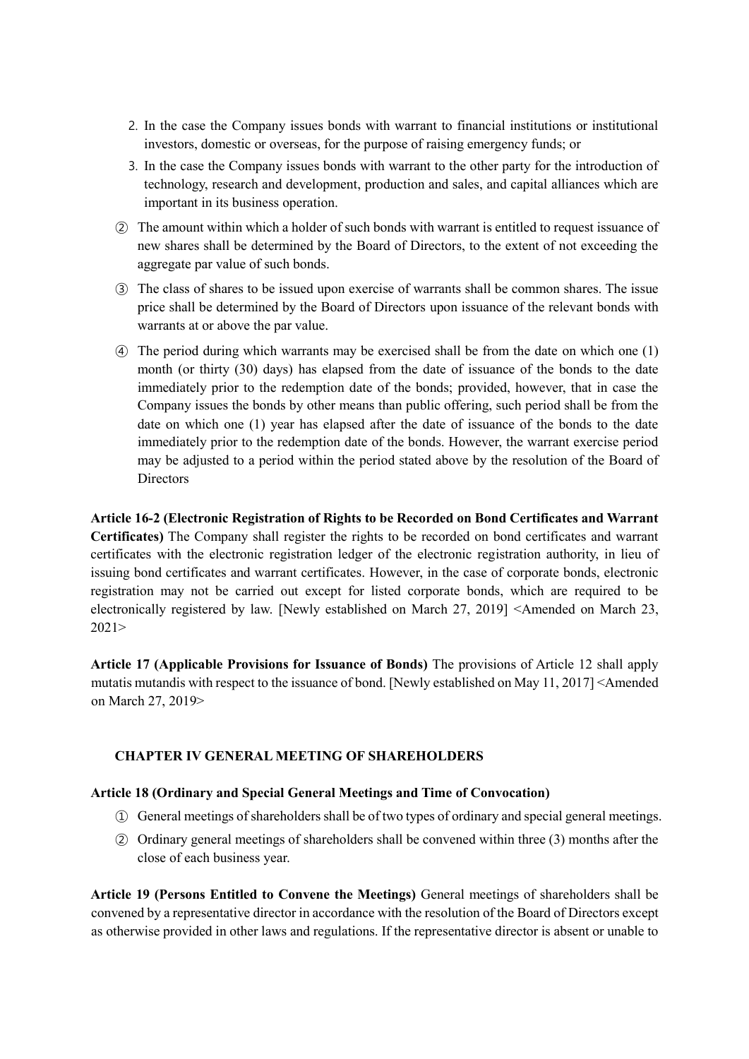2. In the case the Company issues bonds with warrant to financial institutions or institutional investors, domestic or overseas, for the purpose of raising emergency funds; or
3. In the case the Company issues bonds with warrant to the other party for the introduction of technology, research and development, production and sales, and capital alliances which are important in its business operation.

② The amount within which a holder of such bonds with warrant is entitled to request issuance of new shares shall be determined by the Board of Directors, to the extent of not exceeding the aggregate par value of such bonds.

③ The class of shares to be issued upon exercise of warrants shall be common shares. The issue price shall be determined by the Board of Directors upon issuance of the relevant bonds with warrants at or above the par value.

④ The period during which warrants may be exercised shall be from the date on which one (1) month (or thirty (30) days) has elapsed from the date of issuance of the bonds to the date immediately prior to the redemption date of the bonds; provided, however, that in case the Company issues the bonds by other means than public offering, such period shall be from the date on which one (1) year has elapsed after the date of issuance of the bonds to the date immediately prior to the redemption date of the bonds. However, the warrant exercise period may be adjusted to a period within the period stated above by the resolution of the Board of Directors

**Article 16-2 (Electronic Registration of Rights to be Recorded on Bond Certificates and Warrant Certificates)** The Company shall register the rights to be recorded on bond certificates and warrant certificates with the electronic registration ledger of the electronic registration authority, in lieu of issuing bond certificates and warrant certificates. However, in the case of corporate bonds, electronic registration may not be carried out except for listed corporate bonds, which are required to be electronically registered by law. [Newly established on March 27, 2019] <Amended on March 23, 2021>

**Article 17 (Applicable Provisions for Issuance of Bonds)** The provisions of Article 12 shall apply mutatis mutandis with respect to the issuance of bond. [Newly established on May 11, 2017] <Amended on March 27, 2019>

## CHAPTER IV GENERAL MEETING OF SHAREHOLDERS

**Article 18 (Ordinary and Special General Meetings and Time of Convocation)**

① General meetings of shareholders shall be of two types of ordinary and special general meetings.

② Ordinary general meetings of shareholders shall be convened within three (3) months after the close of each business year.

**Article 19 (Persons Entitled to Convene the Meetings)** General meetings of shareholders shall be convened by a representative director in accordance with the resolution of the Board of Directors except as otherwise provided in other laws and regulations. If the representative director is absent or unable to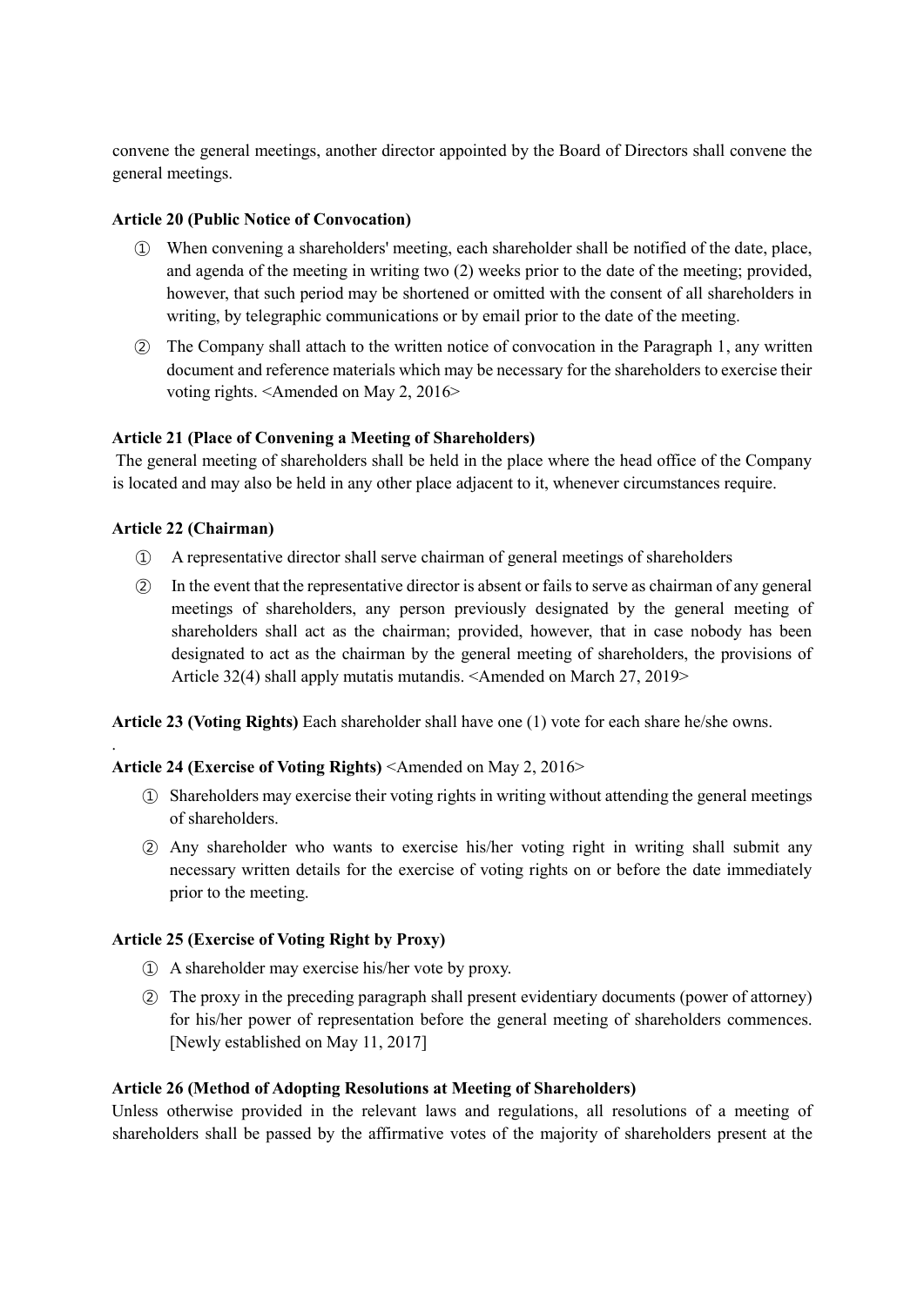convene the general meetings, another director appointed by the Board of Directors shall convene the general meetings.

**Article 20 (Public Notice of Convocation)**

① When convening a shareholders' meeting, each shareholder shall be notified of the date, place, and agenda of the meeting in writing two (2) weeks prior to the date of the meeting; provided, however, that such period may be shortened or omitted with the consent of all shareholders in writing, by telegraphic communications or by email prior to the date of the meeting.

② The Company shall attach to the written notice of convocation in the Paragraph 1, any written document and reference materials which may be necessary for the shareholders to exercise their voting rights. <Amended on May 2, 2016>

**Article 21 (Place of Convening a Meeting of Shareholders)**

The general meeting of shareholders shall be held in the place where the head office of the Company is located and may also be held in any other place adjacent to it, whenever circumstances require.

**Article 22 (Chairman)**

① A representative director shall serve chairman of general meetings of shareholders

② In the event that the representative director is absent or fails to serve as chairman of any general meetings of shareholders, any person previously designated by the general meeting of shareholders shall act as the chairman; provided, however, that in case nobody has been designated to act as the chairman by the general meeting of shareholders, the provisions of Article 32(4) shall apply mutatis mutandis. <Amended on March 27, 2019>

**Article 23 (Voting Rights)** Each shareholder shall have one (1) vote for each share he/she owns.

.

**Article 24 (Exercise of Voting Rights)** <Amended on May 2, 2016>

① Shareholders may exercise their voting rights in writing without attending the general meetings of shareholders.

② Any shareholder who wants to exercise his/her voting right in writing shall submit any necessary written details for the exercise of voting rights on or before the date immediately prior to the meeting.

**Article 25 (Exercise of Voting Right by Proxy)**

① A shareholder may exercise his/her vote by proxy.

② The proxy in the preceding paragraph shall present evidentiary documents (power of attorney) for his/her power of representation before the general meeting of shareholders commences. [Newly established on May 11, 2017]

**Article 26 (Method of Adopting Resolutions at Meeting of Shareholders)**

Unless otherwise provided in the relevant laws and regulations, all resolutions of a meeting of shareholders shall be passed by the affirmative votes of the majority of shareholders present at the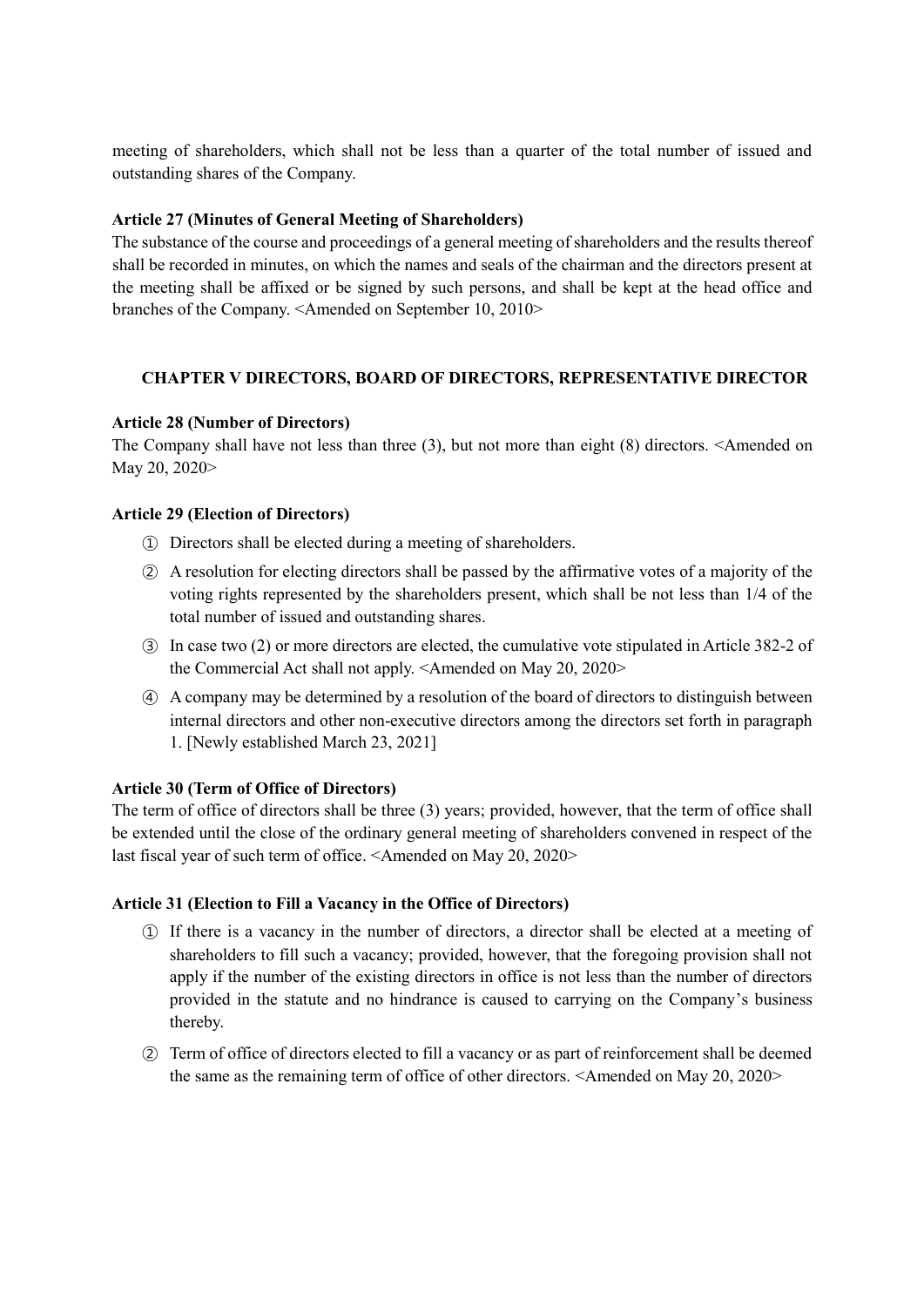meeting of shareholders, which shall not be less than a quarter of the total number of issued and outstanding shares of the Company.

**Article 27 (Minutes of General Meeting of Shareholders)**

The substance of the course and proceedings of a general meeting of shareholders and the results thereof shall be recorded in minutes, on which the names and seals of the chairman and the directors present at the meeting shall be affixed or be signed by such persons, and shall be kept at the head office and branches of the Company. <Amended on September 10, 2010>

## CHAPTER V DIRECTORS, BOARD OF DIRECTORS, REPRESENTATIVE DIRECTOR

**Article 28 (Number of Directors)**

The Company shall have not less than three (3), but not more than eight (8) directors. <Amended on May 20, 2020>

**Article 29 (Election of Directors)**

① Directors shall be elected during a meeting of shareholders.

② A resolution for electing directors shall be passed by the affirmative votes of a majority of the voting rights represented by the shareholders present, which shall be not less than 1/4 of the total number of issued and outstanding shares.

③ In case two (2) or more directors are elected, the cumulative vote stipulated in Article 382-2 of the Commercial Act shall not apply. <Amended on May 20, 2020>

④ A company may be determined by a resolution of the board of directors to distinguish between internal directors and other non-executive directors among the directors set forth in paragraph 1. [Newly established March 23, 2021]

**Article 30 (Term of Office of Directors)**

The term of office of directors shall be three (3) years; provided, however, that the term of office shall be extended until the close of the ordinary general meeting of shareholders convened in respect of the last fiscal year of such term of office. <Amended on May 20, 2020>

**Article 31 (Election to Fill a Vacancy in the Office of Directors)**

① If there is a vacancy in the number of directors, a director shall be elected at a meeting of shareholders to fill such a vacancy; provided, however, that the foregoing provision shall not apply if the number of the existing directors in office is not less than the number of directors provided in the statute and no hindrance is caused to carrying on the Company's business thereby.

② Term of office of directors elected to fill a vacancy or as part of reinforcement shall be deemed the same as the remaining term of office of other directors. <Amended on May 20, 2020>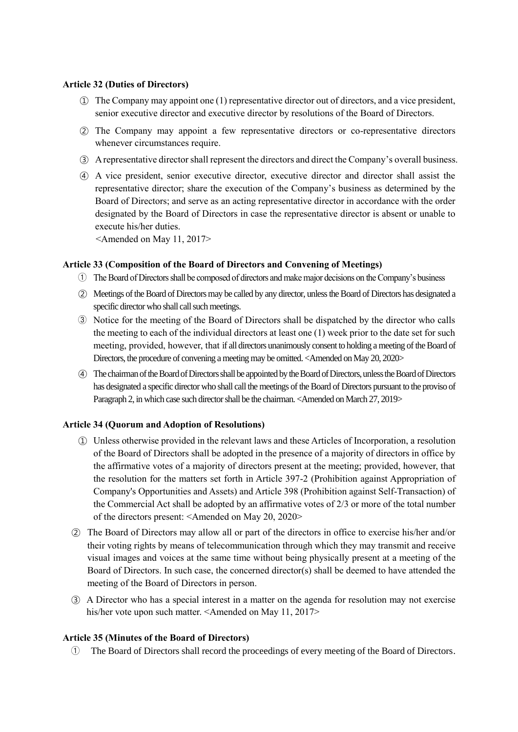**Article 32 (Duties of Directors)**

① The Company may appoint one (1) representative director out of directors, and a vice president, senior executive director and executive director by resolutions of the Board of Directors.

② The Company may appoint a few representative directors or co-representative directors whenever circumstances require.

③ A representative director shall represent the directors and direct the Company's overall business.

④ A vice president, senior executive director, executive director and director shall assist the representative director; share the execution of the Company's business as determined by the Board of Directors; and serve as an acting representative director in accordance with the order designated by the Board of Directors in case the representative director is absent or unable to execute his/her duties.
<Amended on May 11, 2017>

**Article 33 (Composition of the Board of Directors and Convening of Meetings)**

① The Board of Directors shall be composed of directors and make major decisions on the Company's business

② Meetings of the Board of Directors may be called by any director, unless the Board of Directors has designated a specific director who shall call such meetings.

③ Notice for the meeting of the Board of Directors shall be dispatched by the director who calls the meeting to each of the individual directors at least one (1) week prior to the date set for such meeting, provided, however, that if all directors unanimously consent to holding a meeting of the Board of Directors, the procedure of convening a meeting may be omitted. <Amended on May 20, 2020>

④ The chairman of the Board of Directors shall be appointed by the Board of Directors, unless the Board of Directors has designated a specific director who shall call the meetings of the Board of Directors pursuant to the proviso of Paragraph 2, in which case such director shall be the chairman. <Amended on March 27, 2019>

**Article 34 (Quorum and Adoption of Resolutions)**

① Unless otherwise provided in the relevant laws and these Articles of Incorporation, a resolution of the Board of Directors shall be adopted in the presence of a majority of directors in office by the affirmative votes of a majority of directors present at the meeting; provided, however, that the resolution for the matters set forth in Article 397-2 (Prohibition against Appropriation of Company's Opportunities and Assets) and Article 398 (Prohibition against Self-Transaction) of the Commercial Act shall be adopted by an affirmative votes of 2/3 or more of the total number of the directors present: <Amended on May 20, 2020>

② The Board of Directors may allow all or part of the directors in office to exercise his/her and/or their voting rights by means of telecommunication through which they may transmit and receive visual images and voices at the same time without being physically present at a meeting of the Board of Directors. In such case, the concerned director(s) shall be deemed to have attended the meeting of the Board of Directors in person.

③ A Director who has a special interest in a matter on the agenda for resolution may not exercise his/her vote upon such matter. <Amended on May 11, 2017>

**Article 35 (Minutes of the Board of Directors)**

① The Board of Directors shall record the proceedings of every meeting of the Board of Directors.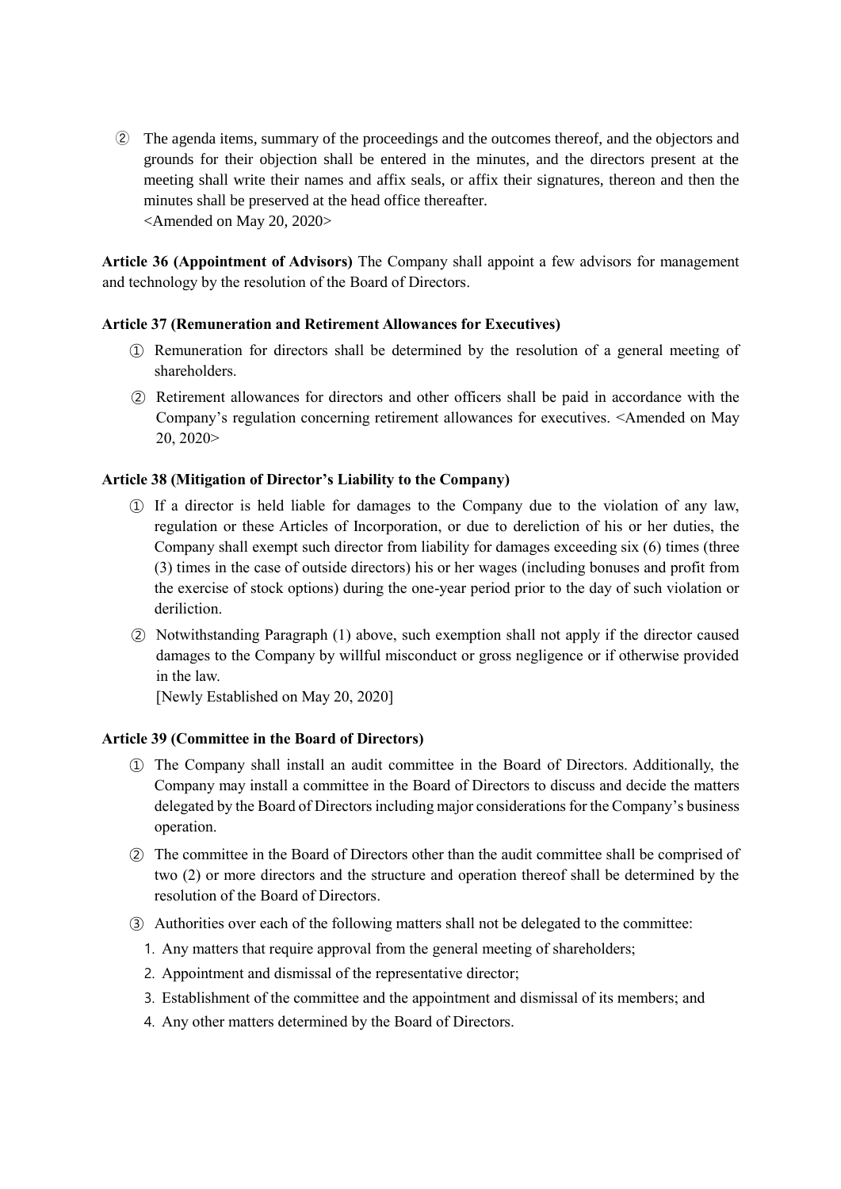② The agenda items, summary of the proceedings and the outcomes thereof, and the objectors and grounds for their objection shall be entered in the minutes, and the directors present at the meeting shall write their names and affix seals, or affix their signatures, thereon and then the minutes shall be preserved at the head office thereafter.
<Amended on May 20, 2020>

**Article 36 (Appointment of Advisors)** The Company shall appoint a few advisors for management and technology by the resolution of the Board of Directors.

**Article 37 (Remuneration and Retirement Allowances for Executives)**

① Remuneration for directors shall be determined by the resolution of a general meeting of shareholders.

② Retirement allowances for directors and other officers shall be paid in accordance with the Company's regulation concerning retirement allowances for executives. <Amended on May 20, 2020>

**Article 38 (Mitigation of Director's Liability to the Company)**

① If a director is held liable for damages to the Company due to the violation of any law, regulation or these Articles of Incorporation, or due to dereliction of his or her duties, the Company shall exempt such director from liability for damages exceeding six (6) times (three (3) times in the case of outside directors) his or her wages (including bonuses and profit from the exercise of stock options) during the one-year period prior to the day of such violation or deriliction.

② Notwithstanding Paragraph (1) above, such exemption shall not apply if the director caused damages to the Company by willful misconduct or gross negligence or if otherwise provided in the law.
[Newly Established on May 20, 2020]

**Article 39 (Committee in the Board of Directors)**

① The Company shall install an audit committee in the Board of Directors. Additionally, the Company may install a committee in the Board of Directors to discuss and decide the matters delegated by the Board of Directors including major considerations for the Company's business operation.

② The committee in the Board of Directors other than the audit committee shall be comprised of two (2) or more directors and the structure and operation thereof shall be determined by the resolution of the Board of Directors.

③ Authorities over each of the following matters shall not be delegated to the committee:

1. Any matters that require approval from the general meeting of shareholders;
2. Appointment and dismissal of the representative director;
3. Establishment of the committee and the appointment and dismissal of its members; and
4. Any other matters determined by the Board of Directors.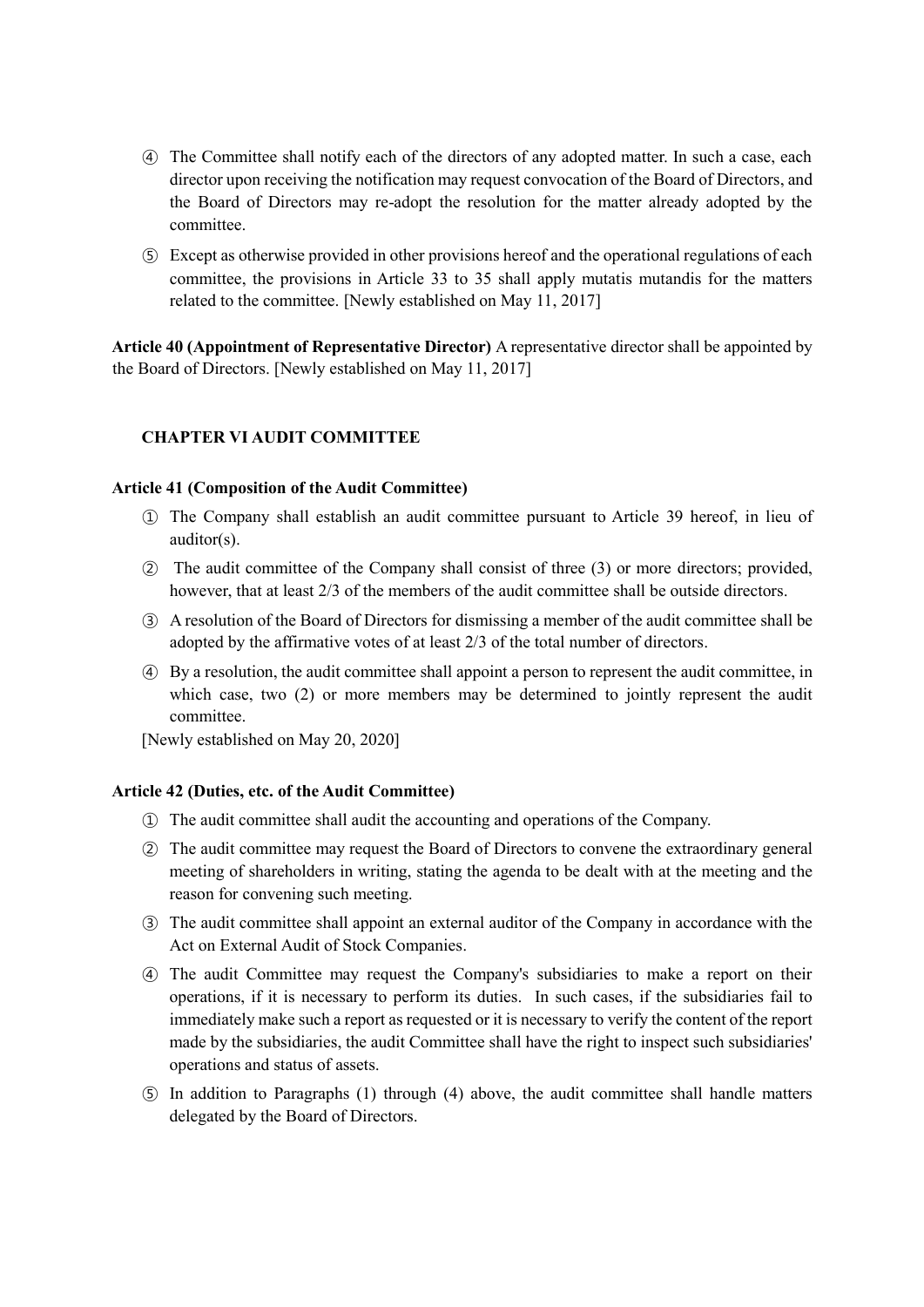④ The Committee shall notify each of the directors of any adopted matter. In such a case, each director upon receiving the notification may request convocation of the Board of Directors, and the Board of Directors may re-adopt the resolution for the matter already adopted by the committee.

⑤ Except as otherwise provided in other provisions hereof and the operational regulations of each committee, the provisions in Article 33 to 35 shall apply mutatis mutandis for the matters related to the committee. [Newly established on May 11, 2017]

**Article 40 (Appointment of Representative Director)** A representative director shall be appointed by the Board of Directors. [Newly established on May 11, 2017]

## CHAPTER VI AUDIT COMMITTEE

**Article 41 (Composition of the Audit Committee)**

① The Company shall establish an audit committee pursuant to Article 39 hereof, in lieu of auditor(s).

② The audit committee of the Company shall consist of three (3) or more directors; provided, however, that at least 2/3 of the members of the audit committee shall be outside directors.

③ A resolution of the Board of Directors for dismissing a member of the audit committee shall be adopted by the affirmative votes of at least 2/3 of the total number of directors.

④ By a resolution, the audit committee shall appoint a person to represent the audit committee, in which case, two (2) or more members may be determined to jointly represent the audit committee.

[Newly established on May 20, 2020]

**Article 42 (Duties, etc. of the Audit Committee)**

① The audit committee shall audit the accounting and operations of the Company.

② The audit committee may request the Board of Directors to convene the extraordinary general meeting of shareholders in writing, stating the agenda to be dealt with at the meeting and the reason for convening such meeting.

③ The audit committee shall appoint an external auditor of the Company in accordance with the Act on External Audit of Stock Companies.

④ The audit Committee may request the Company's subsidiaries to make a report on their operations, if it is necessary to perform its duties. In such cases, if the subsidiaries fail to immediately make such a report as requested or it is necessary to verify the content of the report made by the subsidiaries, the audit Committee shall have the right to inspect such subsidiaries' operations and status of assets.

⑤ In addition to Paragraphs (1) through (4) above, the audit committee shall handle matters delegated by the Board of Directors.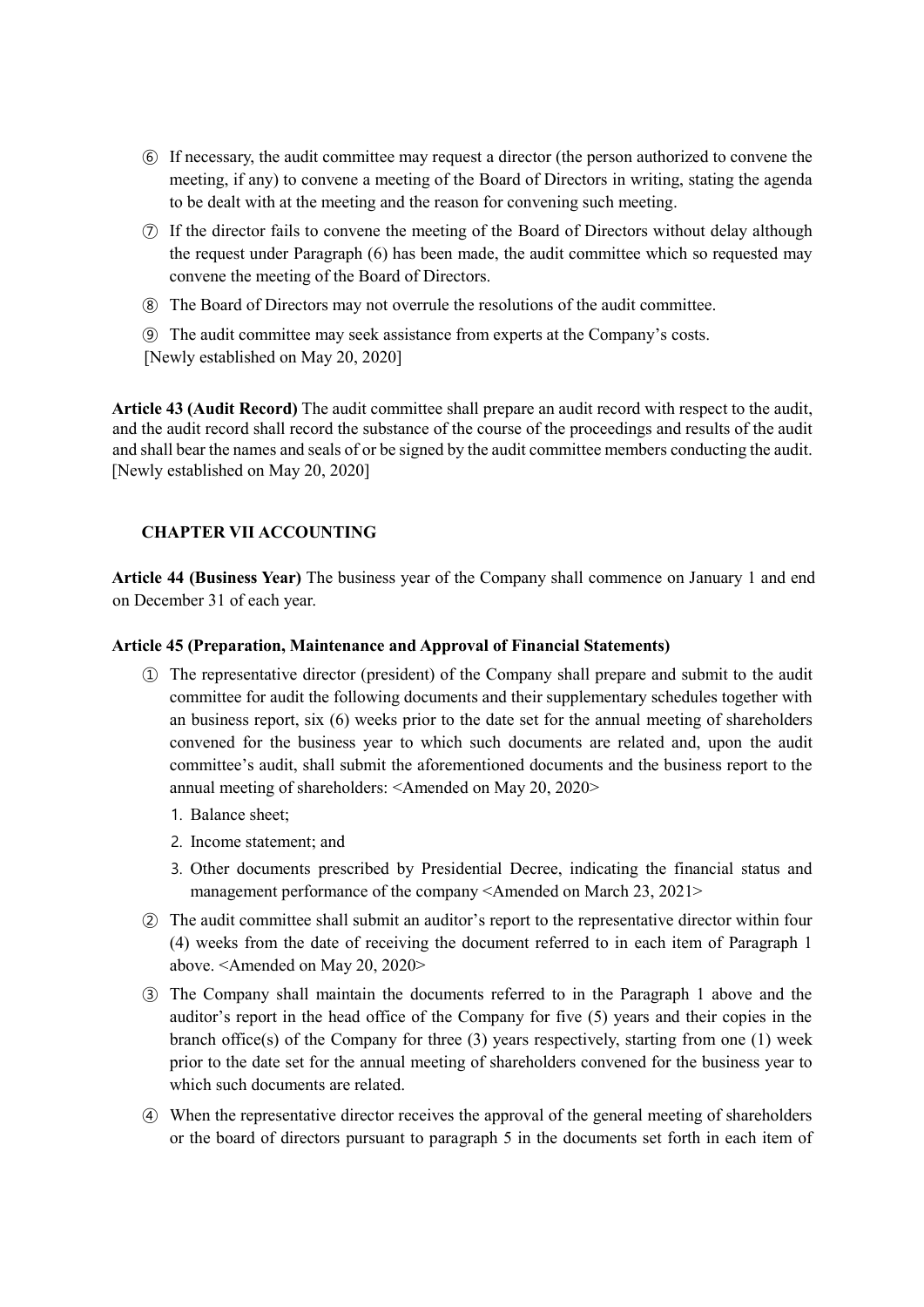⑥ If necessary, the audit committee may request a director (the person authorized to convene the meeting, if any) to convene a meeting of the Board of Directors in writing, stating the agenda to be dealt with at the meeting and the reason for convening such meeting.

⑦ If the director fails to convene the meeting of the Board of Directors without delay although the request under Paragraph (6) has been made, the audit committee which so requested may convene the meeting of the Board of Directors.

⑧ The Board of Directors may not overrule the resolutions of the audit committee.

⑨ The audit committee may seek assistance from experts at the Company's costs.

[Newly established on May 20, 2020]

**Article 43 (Audit Record)** The audit committee shall prepare an audit record with respect to the audit, and the audit record shall record the substance of the course of the proceedings and results of the audit and shall bear the names and seals of or be signed by the audit committee members conducting the audit. [Newly established on May 20, 2020]

## CHAPTER VII ACCOUNTING

**Article 44 (Business Year)** The business year of the Company shall commence on January 1 and end on December 31 of each year.

**Article 45 (Preparation, Maintenance and Approval of Financial Statements)**

① The representative director (president) of the Company shall prepare and submit to the audit committee for audit the following documents and their supplementary schedules together with an business report, six (6) weeks prior to the date set for the annual meeting of shareholders convened for the business year to which such documents are related and, upon the audit committee's audit, shall submit the aforementioned documents and the business report to the annual meeting of shareholders: <Amended on May 20, 2020>

1. Balance sheet;
2. Income statement; and
3. Other documents prescribed by Presidential Decree, indicating the financial status and management performance of the company <Amended on March 23, 2021>

② The audit committee shall submit an auditor's report to the representative director within four (4) weeks from the date of receiving the document referred to in each item of Paragraph 1 above. <Amended on May 20, 2020>

③ The Company shall maintain the documents referred to in the Paragraph 1 above and the auditor's report in the head office of the Company for five (5) years and their copies in the branch office(s) of the Company for three (3) years respectively, starting from one (1) week prior to the date set for the annual meeting of shareholders convened for the business year to which such documents are related.

④ When the representative director receives the approval of the general meeting of shareholders or the board of directors pursuant to paragraph 5 in the documents set forth in each item of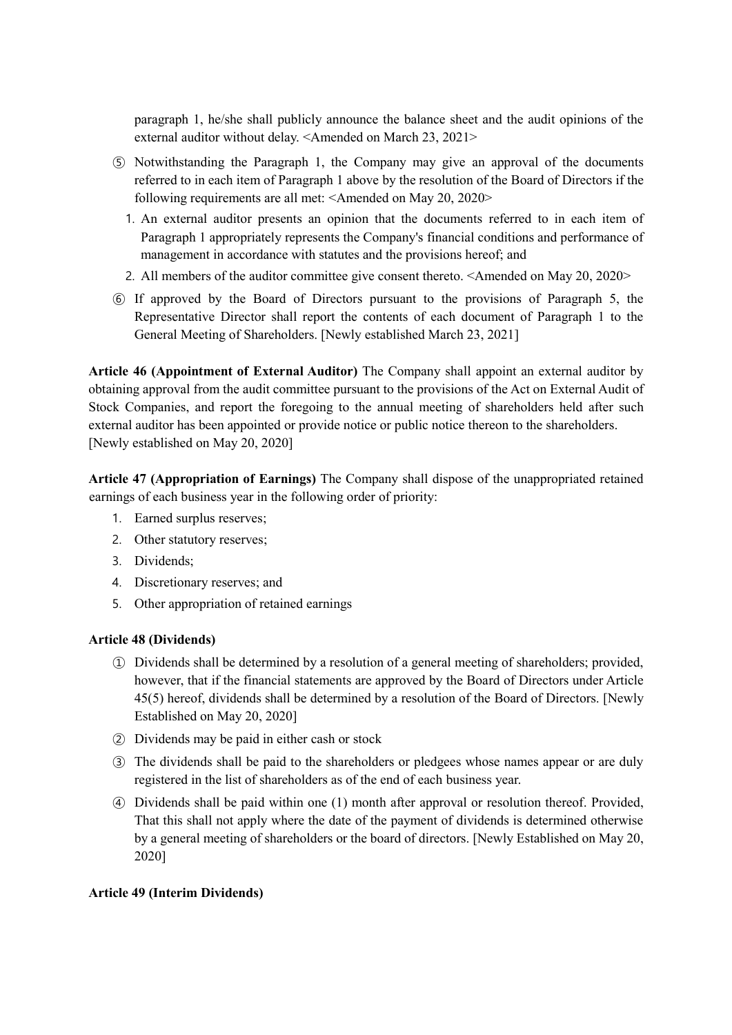paragraph 1, he/she shall publicly announce the balance sheet and the audit opinions of the external auditor without delay. <Amended on March 23, 2021>

⑤ Notwithstanding the Paragraph 1, the Company may give an approval of the documents referred to in each item of Paragraph 1 above by the resolution of the Board of Directors if the following requirements are all met: <Amended on May 20, 2020>

1. An external auditor presents an opinion that the documents referred to in each item of Paragraph 1 appropriately represents the Company's financial conditions and performance of management in accordance with statutes and the provisions hereof; and
2. All members of the auditor committee give consent thereto. <Amended on May 20, 2020>

⑥ If approved by the Board of Directors pursuant to the provisions of Paragraph 5, the Representative Director shall report the contents of each document of Paragraph 1 to the General Meeting of Shareholders. [Newly established March 23, 2021]

**Article 46 (Appointment of External Auditor)** The Company shall appoint an external auditor by obtaining approval from the audit committee pursuant to the provisions of the Act on External Audit of Stock Companies, and report the foregoing to the annual meeting of shareholders held after such external auditor has been appointed or provide notice or public notice thereon to the shareholders. [Newly established on May 20, 2020]

**Article 47 (Appropriation of Earnings)** The Company shall dispose of the unappropriated retained earnings of each business year in the following order of priority:

1. Earned surplus reserves;
2. Other statutory reserves;
3. Dividends;
4. Discretionary reserves; and
5. Other appropriation of retained earnings

**Article 48 (Dividends)**

① Dividends shall be determined by a resolution of a general meeting of shareholders; provided, however, that if the financial statements are approved by the Board of Directors under Article 45(5) hereof, dividends shall be determined by a resolution of the Board of Directors. [Newly Established on May 20, 2020]

② Dividends may be paid in either cash or stock

③ The dividends shall be paid to the shareholders or pledgees whose names appear or are duly registered in the list of shareholders as of the end of each business year.

④ Dividends shall be paid within one (1) month after approval or resolution thereof. Provided, That this shall not apply where the date of the payment of dividends is determined otherwise by a general meeting of shareholders or the board of directors. [Newly Established on May 20, 2020]

**Article 49 (Interim Dividends)**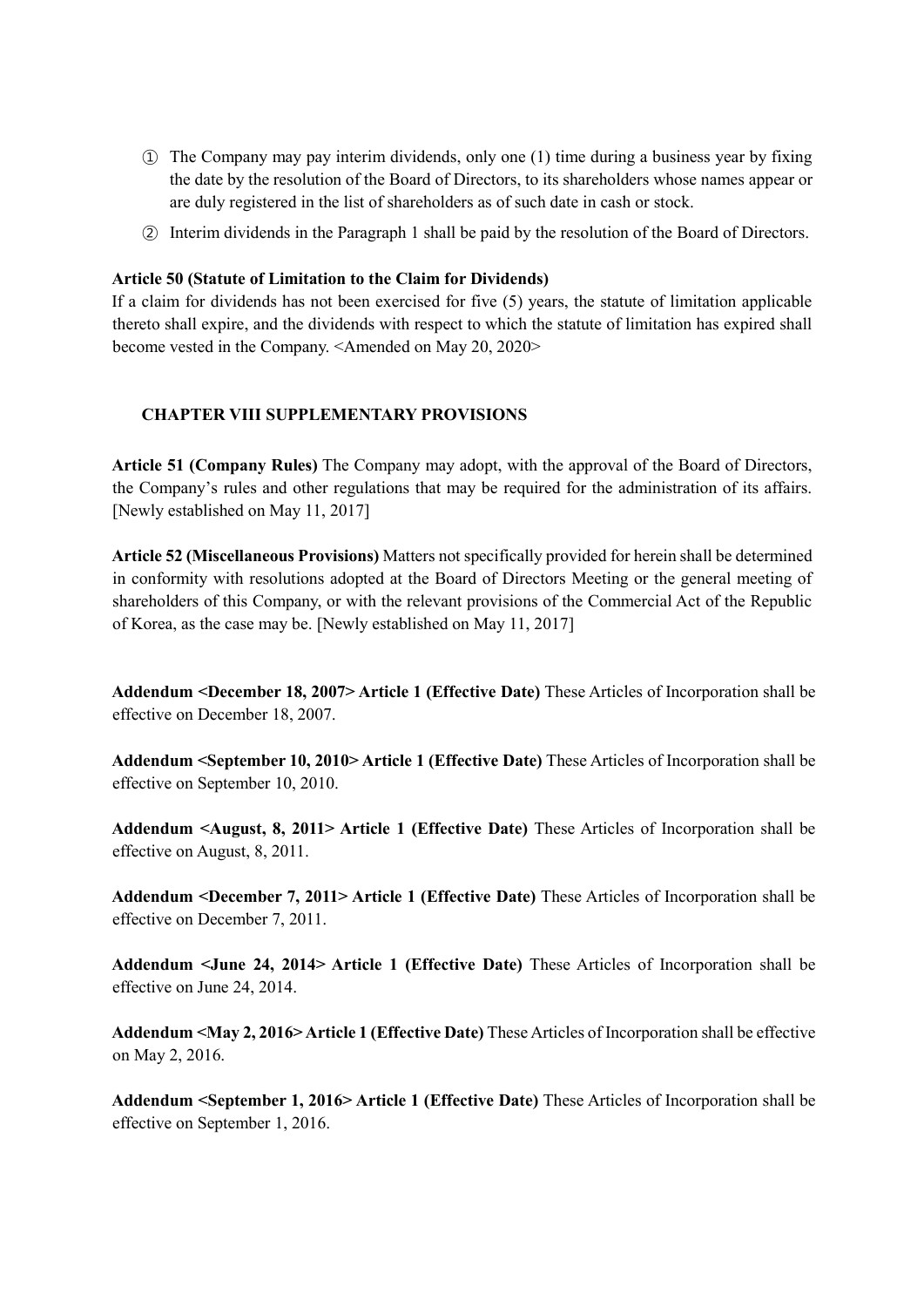① The Company may pay interim dividends, only one (1) time during a business year by fixing the date by the resolution of the Board of Directors, to its shareholders whose names appear or are duly registered in the list of shareholders as of such date in cash or stock.

② Interim dividends in the Paragraph 1 shall be paid by the resolution of the Board of Directors.

**Article 50 (Statute of Limitation to the Claim for Dividends)**
If a claim for dividends has not been exercised for five (5) years, the statute of limitation applicable thereto shall expire, and the dividends with respect to which the statute of limitation has expired shall become vested in the Company. <Amended on May 20, 2020>

## CHAPTER VIII SUPPLEMENTARY PROVISIONS

**Article 51 (Company Rules)** The Company may adopt, with the approval of the Board of Directors, the Company's rules and other regulations that may be required for the administration of its affairs. [Newly established on May 11, 2017]

**Article 52 (Miscellaneous Provisions)** Matters not specifically provided for herein shall be determined in conformity with resolutions adopted at the Board of Directors Meeting or the general meeting of shareholders of this Company, or with the relevant provisions of the Commercial Act of the Republic of Korea, as the case may be. [Newly established on May 11, 2017]

**Addendum <December 18, 2007> Article 1 (Effective Date)** These Articles of Incorporation shall be effective on December 18, 2007.

**Addendum <September 10, 2010> Article 1 (Effective Date)** These Articles of Incorporation shall be effective on September 10, 2010.

**Addendum <August, 8, 2011> Article 1 (Effective Date)** These Articles of Incorporation shall be effective on August, 8, 2011.

**Addendum <December 7, 2011> Article 1 (Effective Date)** These Articles of Incorporation shall be effective on December 7, 2011.

**Addendum <June 24, 2014> Article 1 (Effective Date)** These Articles of Incorporation shall be effective on June 24, 2014.

**Addendum <May 2, 2016> Article 1 (Effective Date)** These Articles of Incorporation shall be effective on May 2, 2016.

**Addendum <September 1, 2016> Article 1 (Effective Date)** These Articles of Incorporation shall be effective on September 1, 2016.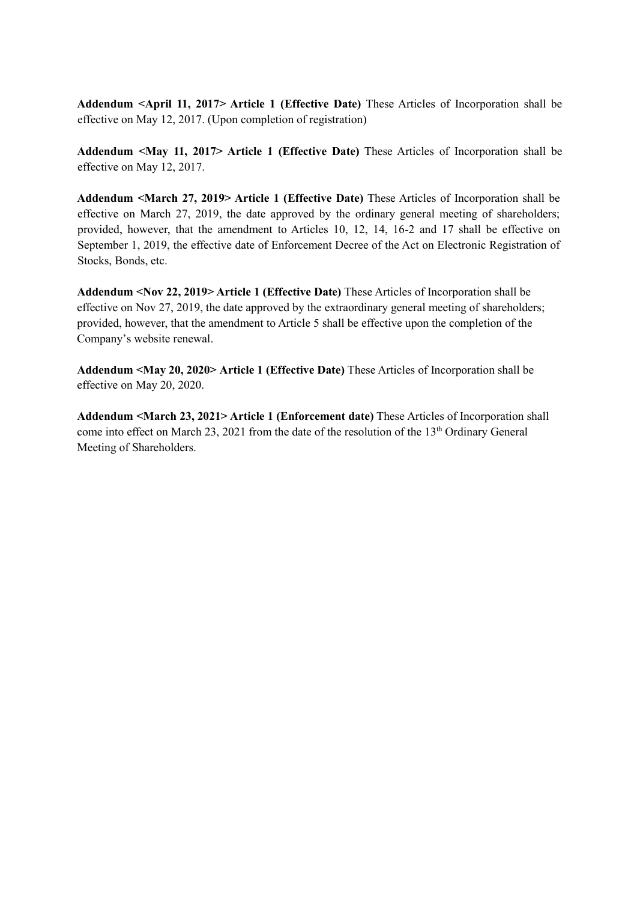**Addendum <April 11, 2017> Article 1 (Effective Date)** These Articles of Incorporation shall be effective on May 12, 2017. (Upon completion of registration)

**Addendum <May 11, 2017> Article 1 (Effective Date)** These Articles of Incorporation shall be effective on May 12, 2017.

**Addendum <March 27, 2019> Article 1 (Effective Date)** These Articles of Incorporation shall be effective on March 27, 2019, the date approved by the ordinary general meeting of shareholders; provided, however, that the amendment to Articles 10, 12, 14, 16-2 and 17 shall be effective on September 1, 2019, the effective date of Enforcement Decree of the Act on Electronic Registration of Stocks, Bonds, etc.

**Addendum <Nov 22, 2019> Article 1 (Effective Date)** These Articles of Incorporation shall be effective on Nov 27, 2019, the date approved by the extraordinary general meeting of shareholders; provided, however, that the amendment to Article 5 shall be effective upon the completion of the Company's website renewal.

**Addendum <May 20, 2020> Article 1 (Effective Date)** These Articles of Incorporation shall be effective on May 20, 2020.

**Addendum <March 23, 2021> Article 1 (Enforcement date)** These Articles of Incorporation shall come into effect on March 23, 2021 from the date of the resolution of the 13th Ordinary General Meeting of Shareholders.